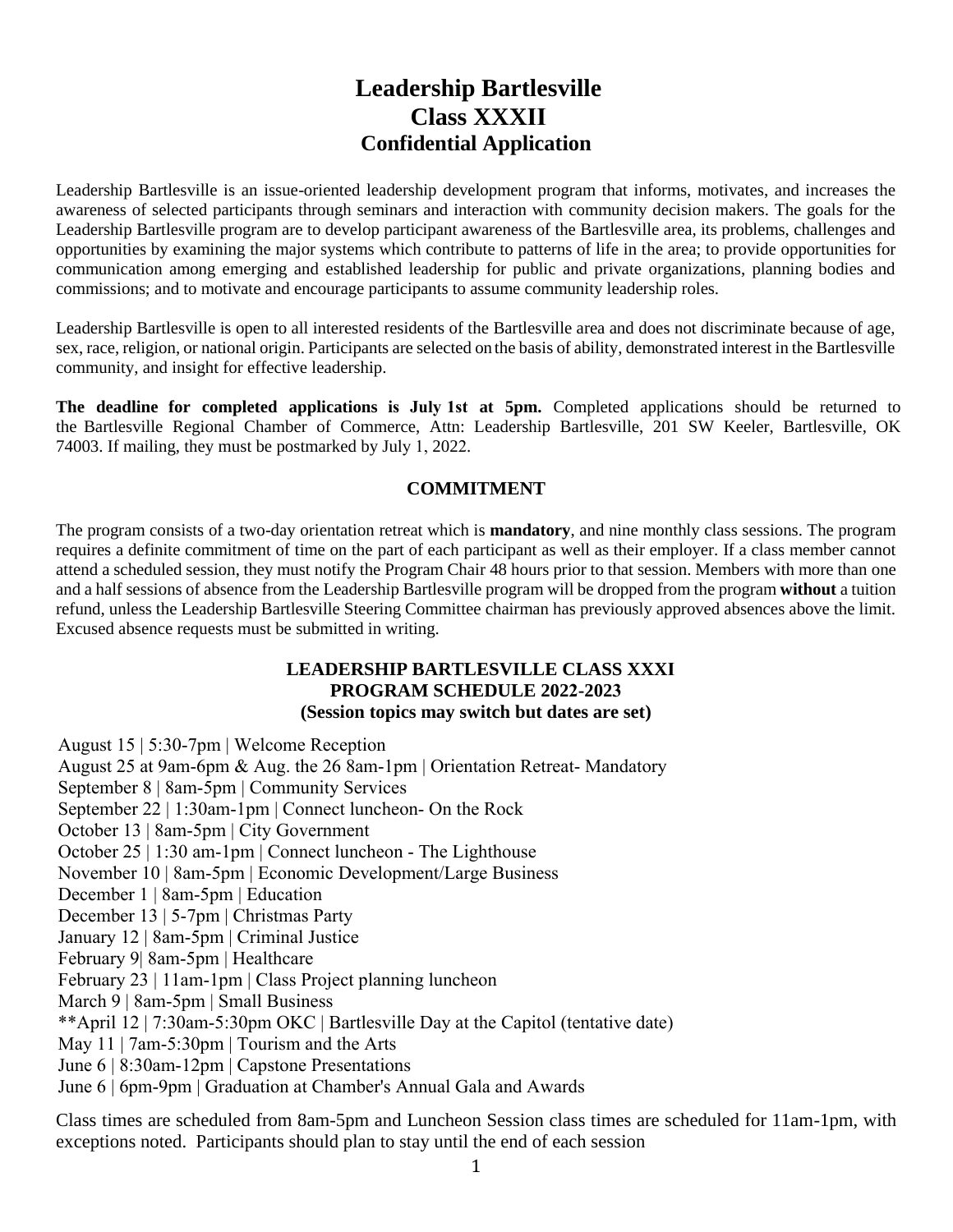# Leadership Bartlesville
# Class XXXII
## Confidential Application

Leadership Bartlesville is an issue-oriented leadership development program that informs, motivates, and increases the awareness of selected participants through seminars and interaction with community decision makers. The goals for the Leadership Bartlesville program are to develop participant awareness of the Bartlesville area, its problems, challenges and opportunities by examining the major systems which contribute to patterns of life in the area; to provide opportunities for communication among emerging and established leadership for public and private organizations, planning bodies and commissions; and to motivate and encourage participants to assume community leadership roles.

Leadership Bartlesville is open to all interested residents of the Bartlesville area and does not discriminate because of age, sex, race, religion, or national origin. Participants are selected on the basis of ability, demonstrated interest in the Bartlesville community, and insight for effective leadership.

**The deadline for completed applications is July 1st at 5pm.** Completed applications should be returned to the Bartlesville Regional Chamber of Commerce, Attn: Leadership Bartlesville, 201 SW Keeler, Bartlesville, OK 74003. If mailing, they must be postmarked by July 1, 2022.

### COMMITMENT

The program consists of a two-day orientation retreat which is **mandatory**, and nine monthly class sessions. The program requires a definite commitment of time on the part of each participant as well as their employer. If a class member cannot attend a scheduled session, they must notify the Program Chair 48 hours prior to that session. Members with more than one and a half sessions of absence from the Leadership Bartlesville program will be dropped from the program **without** a tuition refund, unless the Leadership Bartlesville Steering Committee chairman has previously approved absences above the limit. Excused absence requests must be submitted in writing.

### LEADERSHIP BARTLESVILLE CLASS XXXI
### PROGRAM SCHEDULE 2022-2023
### (Session topics may switch but dates are set)

August 15 | 5:30-7pm | Welcome Reception
August 25 at 9am-6pm & Aug. the 26 8am-1pm | Orientation Retreat- Mandatory
September 8 | 8am-5pm | Community Services
September 22 | 1:30am-1pm | Connect luncheon- On the Rock
October 13 | 8am-5pm | City Government
October 25 | 1:30 am-1pm | Connect luncheon - The Lighthouse
November 10 | 8am-5pm | Economic Development/Large Business
December 1 | 8am-5pm | Education
December 13 | 5-7pm | Christmas Party
January 12 | 8am-5pm | Criminal Justice
February 9| 8am-5pm | Healthcare
February 23 | 11am-1pm | Class Project planning luncheon
March 9 | 8am-5pm | Small Business
**April 12 | 7:30am-5:30pm OKC | Bartlesville Day at the Capitol (tentative date)
May 11 | 7am-5:30pm | Tourism and the Arts
June 6 | 8:30am-12pm | Capstone Presentations
June 6 | 6pm-9pm | Graduation at Chamber's Annual Gala and Awards

Class times are scheduled from 8am-5pm and Luncheon Session class times are scheduled for 11am-1pm, with exceptions noted. Participants should plan to stay until the end of each session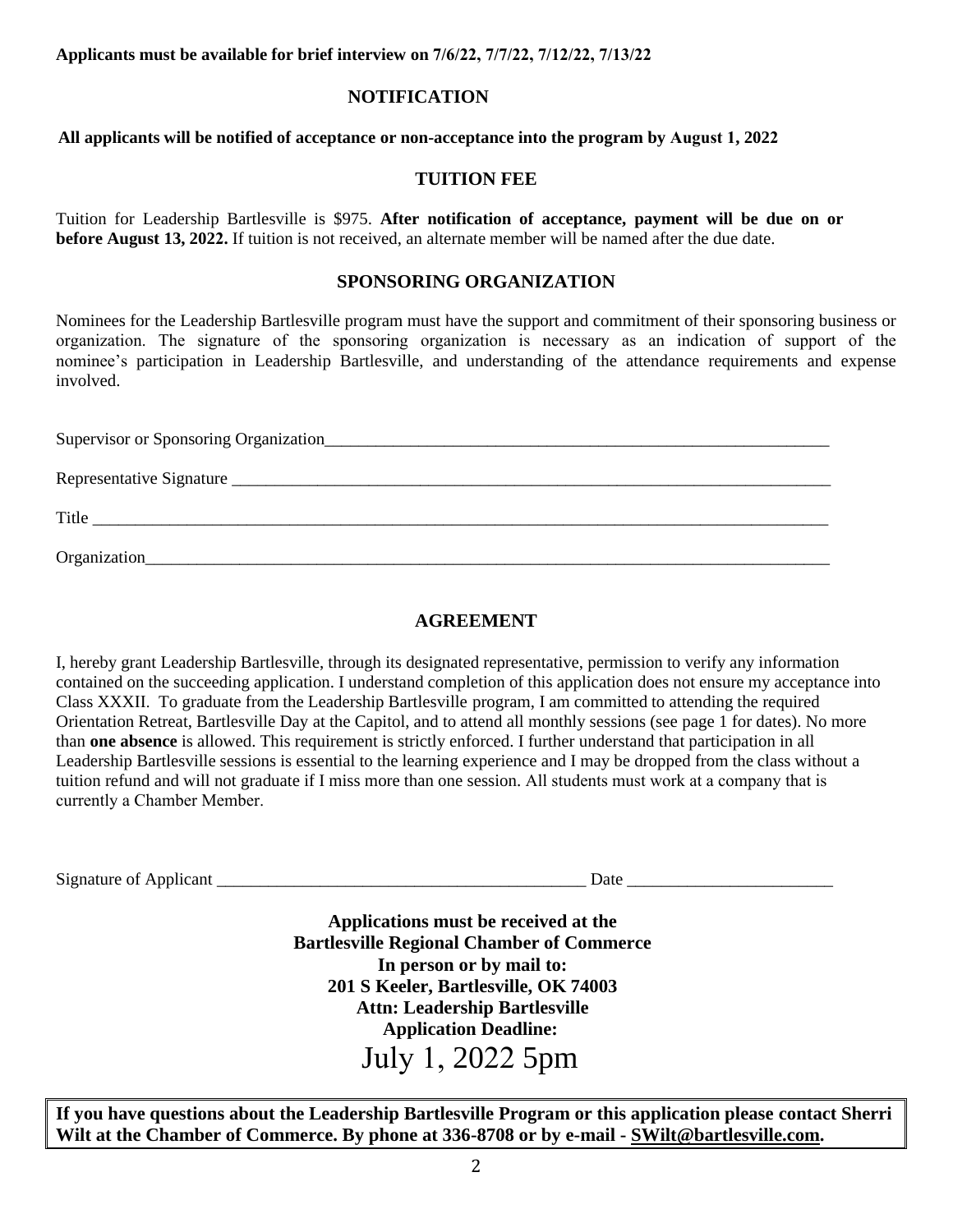**Applicants must be available for brief interview on 7/6/22, 7/7/22, 7/12/22, 7/13/22**

## NOTIFICATION

**All applicants will be notified of acceptance or non-acceptance into the program by August 1, 2022**

## TUITION FEE

Tuition for Leadership Bartlesville is $975. **After notification of acceptance, payment will be due on or before August 13, 2022.** If tuition is not received, an alternate member will be named after the due date.

## SPONSORING ORGANIZATION

Nominees for the Leadership Bartlesville program must have the support and commitment of their sponsoring business or organization. The signature of the sponsoring organization is necessary as an indication of support of the nominee's participation in Leadership Bartlesville, and understanding of the attendance requirements and expense involved.

Supervisor or Sponsoring Organization_______________________________________________________________

Representative Signature _____________________________________________________________________

Title __________________________________________________________________________________

Organization____________________________________________________________________________

## AGREEMENT

I, hereby grant Leadership Bartlesville, through its designated representative, permission to verify any information contained on the succeeding application. I understand completion of this application does not ensure my acceptance into Class XXXII. To graduate from the Leadership Bartlesville program, I am committed to attending the required Orientation Retreat, Bartlesville Day at the Capitol, and to attend all monthly sessions (see page 1 for dates). No more than **one absence** is allowed. This requirement is strictly enforced. I further understand that participation in all Leadership Bartlesville sessions is essential to the learning experience and I may be dropped from the class without a tuition refund and will not graduate if I miss more than one session. All students must work at a company that is currently a Chamber Member.

Signature of Applicant _____________________________________________ Date ________________________

**Applications must be received at the**
**Bartlesville Regional Chamber of Commerce**
**In person or by mail to:**
**201 S Keeler, Bartlesville, OK 74003**
**Attn: Leadership Bartlesville**
**Application Deadline:**

July 1, 2022 5pm

**If you have questions about the Leadership Bartlesville Program or this application please contact Sherri Wilt at the Chamber of Commerce. By phone at 336-8708 or by e-mail - SWilt@bartlesville.com.**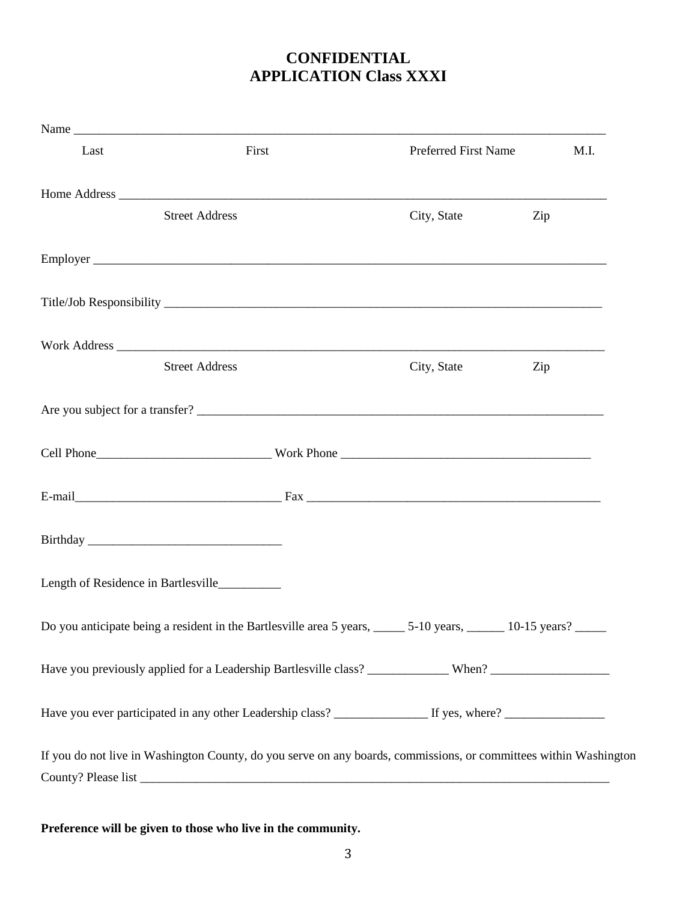# CONFIDENTIAL
# APPLICATION Class XXXI

Name ___________________________________________________________________________________

Last                    First                    Preferred First Name                    M.I.

Home Address ____________________________________________________________________________

Street Address                    City, State                    Zip

Employer _________________________________________________________________________________

Title/Job Responsibility ____________________________________________________________________

Work Address ____________________________________________________________________________

Street Address                    City, State                    Zip

Are you subject for a transfer? ______________________________________________________________

Cell Phone___________________________ Work Phone ________________________________________

E-mail_________________________________ Fax ______________________________________________

Birthday ______________________________

Length of Residence in Bartlesville__________

Do you anticipate being a resident in the Bartlesville area 5 years, _____ 5-10 years, ______ 10-15 years? _____

Have you previously applied for a Leadership Bartlesville class? _____________ When? ___________________

Have you ever participated in any other Leadership class? _______________ If yes, where? ________________

If you do not live in Washington County, do you serve on any boards, commissions, or committees within Washington County? Please list _____________________________________________________________________________

**Preference will be given to those who live in the community.**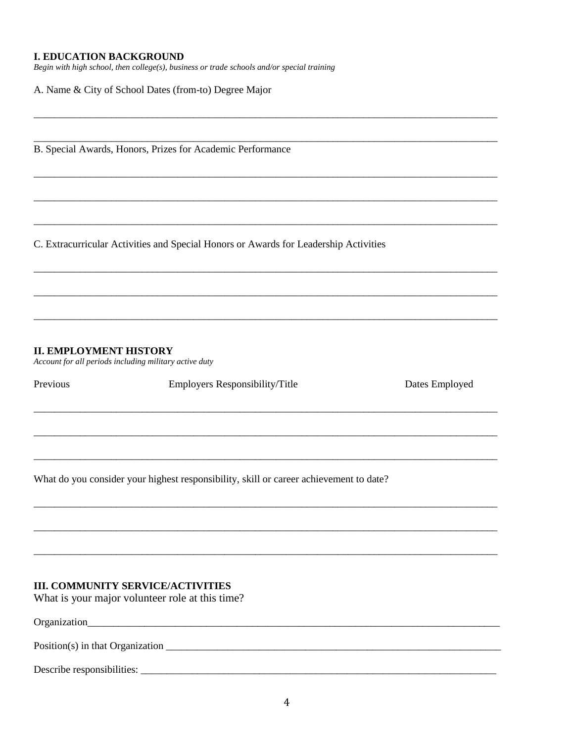**I. EDUCATION BACKGROUND**
*Begin with high school, then college(s), business or trade schools and/or special training*

A. Name & City of School Dates (from-to) Degree Major

_______________________________________________________________________________

_______________________________________________________________________________

B. Special Awards, Honors, Prizes for Academic Performance

_______________________________________________________________________________

_______________________________________________________________________________

_______________________________________________________________________________

C. Extracurricular Activities and Special Honors or Awards for Leadership Activities

_______________________________________________________________________________

_______________________________________________________________________________

_______________________________________________________________________________

**II. EMPLOYMENT HISTORY**
*Account for all periods including military active duty*

Previous Employers Responsibility/Title Dates Employed

_______________________________________________________________________________

_______________________________________________________________________________

_______________________________________________________________________________

What do you consider your highest responsibility, skill or career achievement to date?

_______________________________________________________________________________

_______________________________________________________________________________

_______________________________________________________________________________

**III. COMMUNITY SERVICE/ACTIVITIES**
What is your major volunteer role at this time?

Organization_______________________________________________________________________

Position(s) in that Organization ______________________________________________________

Describe responsibilities: __________________________________________________________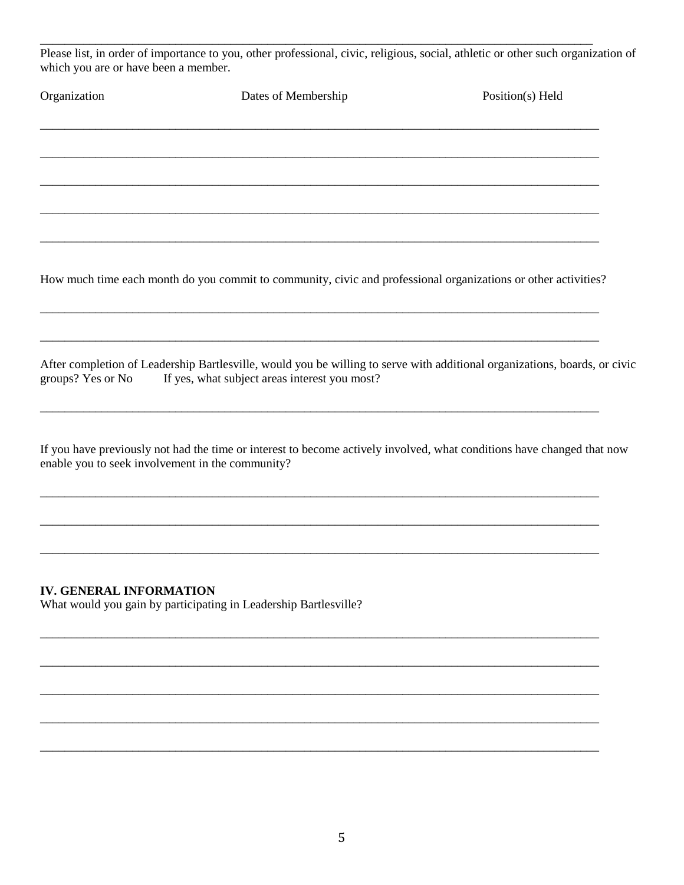Please list, in order of importance to you, other professional, civic, religious, social, athletic or other such organization of which you are or have been a member.

| Organization | Dates of Membership | Position(s) Held |
|---|---|---|
| | | |
| | | |
| | | |
| | | |
| | | |

How much time each month do you commit to community, civic and professional organizations or other activities?

\_\_\_\_\_\_\_\_\_\_\_\_\_\_\_\_\_\_\_\_\_\_\_\_\_\_\_\_\_\_\_\_\_\_\_\_\_\_\_\_\_\_\_\_\_\_\_\_\_\_\_\_\_\_\_\_\_\_\_\_\_\_\_\_\_\_\_\_\_\_\_\_\_\_\_\_\_\_

\_\_\_\_\_\_\_\_\_\_\_\_\_\_\_\_\_\_\_\_\_\_\_\_\_\_\_\_\_\_\_\_\_\_\_\_\_\_\_\_\_\_\_\_\_\_\_\_\_\_\_\_\_\_\_\_\_\_\_\_\_\_\_\_\_\_\_\_\_\_\_\_\_\_\_\_\_\_

After completion of Leadership Bartlesville, would you be willing to serve with additional organizations, boards, or civic groups? Yes or No If yes, what subject areas interest you most?

\_\_\_\_\_\_\_\_\_\_\_\_\_\_\_\_\_\_\_\_\_\_\_\_\_\_\_\_\_\_\_\_\_\_\_\_\_\_\_\_\_\_\_\_\_\_\_\_\_\_\_\_\_\_\_\_\_\_\_\_\_\_\_\_\_\_\_\_\_\_\_\_\_\_\_\_\_\_

If you have previously not had the time or interest to become actively involved, what conditions have changed that now enable you to seek involvement in the community?

\_\_\_\_\_\_\_\_\_\_\_\_\_\_\_\_\_\_\_\_\_\_\_\_\_\_\_\_\_\_\_\_\_\_\_\_\_\_\_\_\_\_\_\_\_\_\_\_\_\_\_\_\_\_\_\_\_\_\_\_\_\_\_\_\_\_\_\_\_\_\_\_\_\_\_\_\_\_

\_\_\_\_\_\_\_\_\_\_\_\_\_\_\_\_\_\_\_\_\_\_\_\_\_\_\_\_\_\_\_\_\_\_\_\_\_\_\_\_\_\_\_\_\_\_\_\_\_\_\_\_\_\_\_\_\_\_\_\_\_\_\_\_\_\_\_\_\_\_\_\_\_\_\_\_\_\_

\_\_\_\_\_\_\_\_\_\_\_\_\_\_\_\_\_\_\_\_\_\_\_\_\_\_\_\_\_\_\_\_\_\_\_\_\_\_\_\_\_\_\_\_\_\_\_\_\_\_\_\_\_\_\_\_\_\_\_\_\_\_\_\_\_\_\_\_\_\_\_\_\_\_\_\_\_\_

## IV. GENERAL INFORMATION

What would you gain by participating in Leadership Bartlesville?

\_\_\_\_\_\_\_\_\_\_\_\_\_\_\_\_\_\_\_\_\_\_\_\_\_\_\_\_\_\_\_\_\_\_\_\_\_\_\_\_\_\_\_\_\_\_\_\_\_\_\_\_\_\_\_\_\_\_\_\_\_\_\_\_\_\_\_\_\_\_\_\_\_\_\_\_\_\_

\_\_\_\_\_\_\_\_\_\_\_\_\_\_\_\_\_\_\_\_\_\_\_\_\_\_\_\_\_\_\_\_\_\_\_\_\_\_\_\_\_\_\_\_\_\_\_\_\_\_\_\_\_\_\_\_\_\_\_\_\_\_\_\_\_\_\_\_\_\_\_\_\_\_\_\_\_\_

\_\_\_\_\_\_\_\_\_\_\_\_\_\_\_\_\_\_\_\_\_\_\_\_\_\_\_\_\_\_\_\_\_\_\_\_\_\_\_\_\_\_\_\_\_\_\_\_\_\_\_\_\_\_\_\_\_\_\_\_\_\_\_\_\_\_\_\_\_\_\_\_\_\_\_\_\_\_

\_\_\_\_\_\_\_\_\_\_\_\_\_\_\_\_\_\_\_\_\_\_\_\_\_\_\_\_\_\_\_\_\_\_\_\_\_\_\_\_\_\_\_\_\_\_\_\_\_\_\_\_\_\_\_\_\_\_\_\_\_\_\_\_\_\_\_\_\_\_\_\_\_\_\_\_\_\_

\_\_\_\_\_\_\_\_\_\_\_\_\_\_\_\_\_\_\_\_\_\_\_\_\_\_\_\_\_\_\_\_\_\_\_\_\_\_\_\_\_\_\_\_\_\_\_\_\_\_\_\_\_\_\_\_\_\_\_\_\_\_\_\_\_\_\_\_\_\_\_\_\_\_\_\_\_\_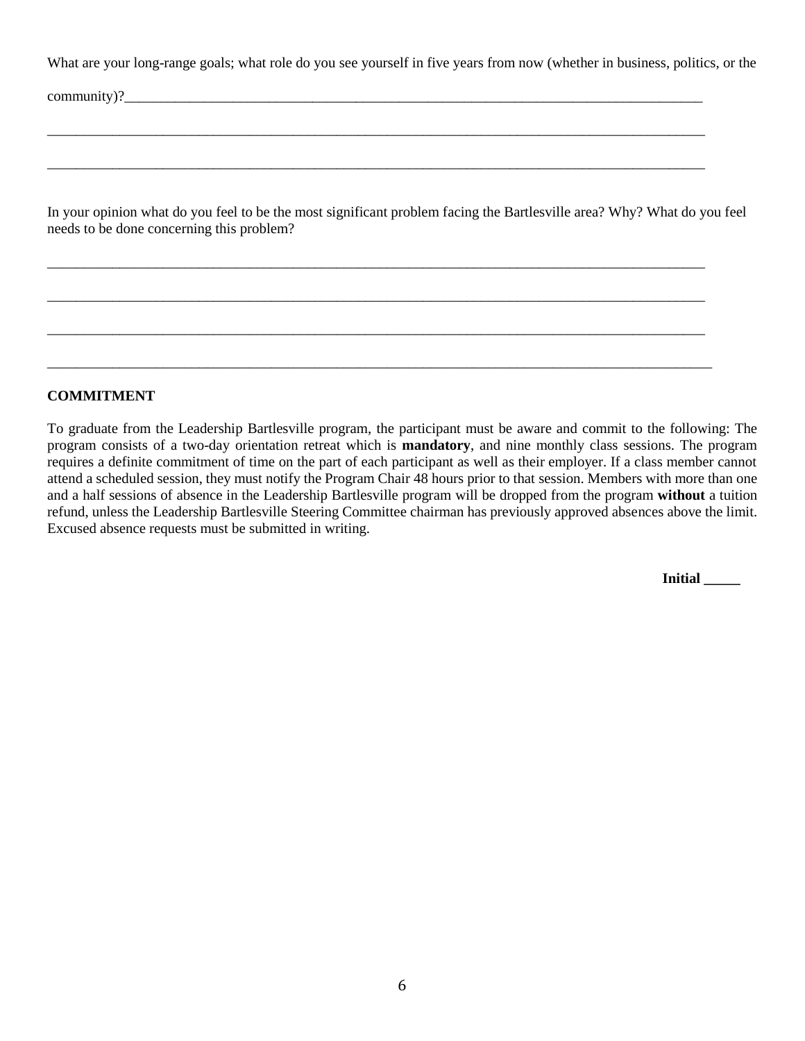What are your long-range goals; what role do you see yourself in five years from now (whether in business, politics, or the community)?_______________________________________________________________________________

_____________________________________________________________________________________________

_____________________________________________________________________________________________

In your opinion what do you feel to be the most significant problem facing the Bartlesville area? Why? What do you feel needs to be done concerning this problem?

_____________________________________________________________________________________________

_____________________________________________________________________________________________

_____________________________________________________________________________________________

_____________________________________________________________________________________________

**COMMITMENT**

To graduate from the Leadership Bartlesville program, the participant must be aware and commit to the following: The program consists of a two-day orientation retreat which is **mandatory**, and nine monthly class sessions. The program requires a definite commitment of time on the part of each participant as well as their employer. If a class member cannot attend a scheduled session, they must notify the Program Chair 48 hours prior to that session. Members with more than one and a half sessions of absence in the Leadership Bartlesville program will be dropped from the program **without** a tuition refund, unless the Leadership Bartlesville Steering Committee chairman has previously approved absences above the limit. Excused absence requests must be submitted in writing.

**Initial _____**